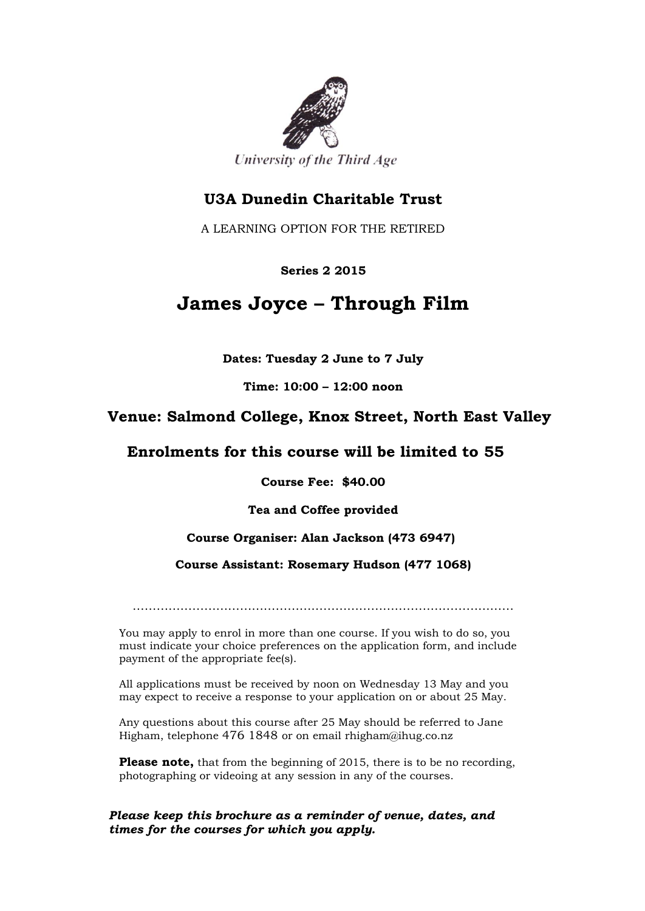University of the Third Age

## U3A Dunedin Charitable Trust

A LEARNING OPTION FOR THE RETIRED

**Series 2 2015**

# James Joyce – Through Film

**Dates: Tuesday 2 June to 7 July**

**Time: 10:00 – 12:00 noon**

### Venue: Salmond College, Knox Street, North East Valley

### Enrolments for this course will be limited to 55

**Course Fee: $40.00**

**Tea and Coffee provided**

**Course Organiser: Alan Jackson (473 6947)**

**Course Assistant: Rosemary Hudson (477 1068)**

.............................................................................................

You may apply to enrol in more than one course. If you wish to do so, you must indicate your choice preferences on the application form, and include payment of the appropriate fee(s).

All applications must be received by noon on Wednesday 13 May and you may expect to receive a response to your application on or about 25 May.

Any questions about this course after 25 May should be referred to Jane Higham, telephone 476 1848 or on email rhigham@ihug.co.nz

**Please note,** that from the beginning of 2015, there is to be no recording, photographing or videoing at any session in any of the courses.

***Please keep this brochure as a reminder of venue, dates, and times for the courses for which you apply.***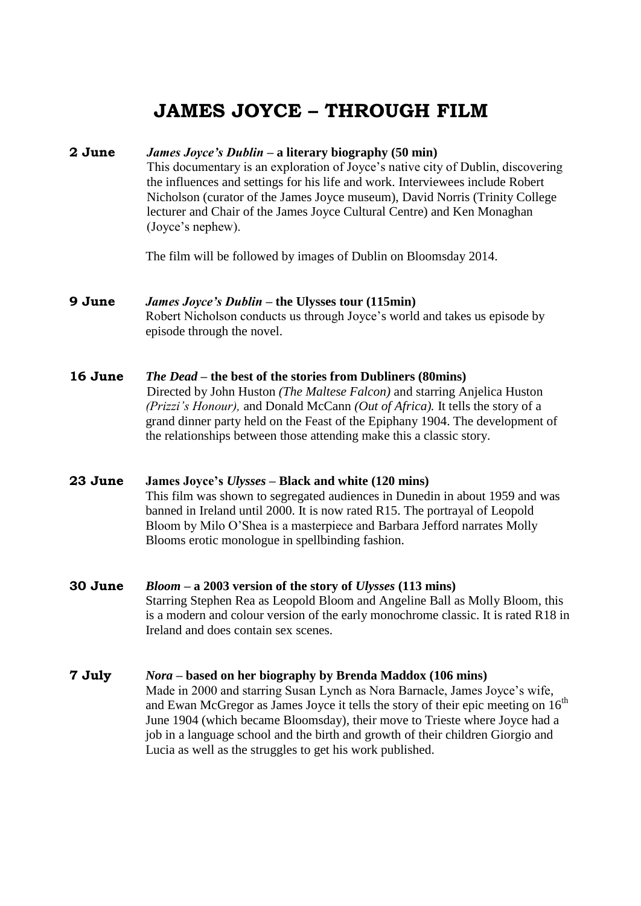# JAMES JOYCE – THROUGH FILM

**2 June** ***James Joyce's Dublin* – a literary biography (50 min)**

This documentary is an exploration of Joyce's native city of Dublin, discovering the influences and settings for his life and work. Interviewees include Robert Nicholson (curator of the James Joyce museum), David Norris (Trinity College lecturer and Chair of the James Joyce Cultural Centre) and Ken Monaghan (Joyce's nephew).

The film will be followed by images of Dublin on Bloomsday 2014.

**9 June** ***James Joyce's Dublin* – the Ulysses tour (115min)**

Robert Nicholson conducts us through Joyce's world and takes us episode by episode through the novel.

**16 June** ***The Dead* – the best of the stories from Dubliners (80mins)**

Directed by John Huston *(The Maltese Falcon)* and starring Anjelica Huston *(Prizzi's Honour),* and Donald McCann *(Out of Africa).* It tells the story of a grand dinner party held on the Feast of the Epiphany 1904. The development of the relationships between those attending make this a classic story.

**23 June** **James Joyce's *Ulysses* – Black and white (120 mins)**

This film was shown to segregated audiences in Dunedin in about 1959 and was banned in Ireland until 2000. It is now rated R15. The portrayal of Leopold Bloom by Milo O'Shea is a masterpiece and Barbara Jefford narrates Molly Blooms erotic monologue in spellbinding fashion.

**30 June** ***Bloom* – a 2003 version of the story of *Ulysses* (113 mins)**

Starring Stephen Rea as Leopold Bloom and Angeline Ball as Molly Bloom, this is a modern and colour version of the early monochrome classic. It is rated R18 in Ireland and does contain sex scenes.

**7 July** ***Nora* – based on her biography by Brenda Maddox (106 mins)**

Made in 2000 and starring Susan Lynch as Nora Barnacle, James Joyce's wife, and Ewan McGregor as James Joyce it tells the story of their epic meeting on 16th June 1904 (which became Bloomsday), their move to Trieste where Joyce had a job in a language school and the birth and growth of their children Giorgio and Lucia as well as the struggles to get his work published.